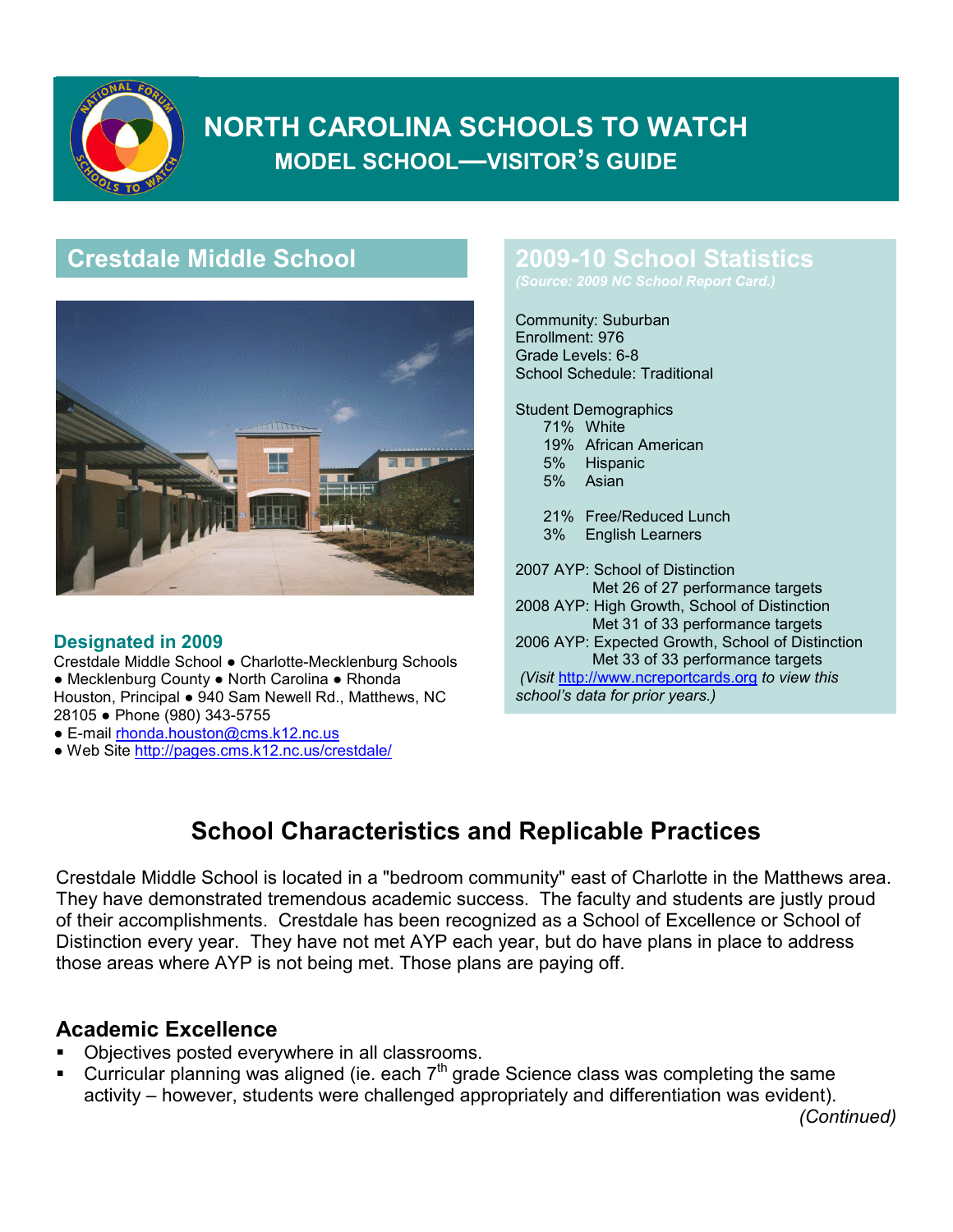# NORTH CAROLINA SCHOOLS TO WATCH

## MODEL SCHOOL—VISITOR'S GUIDE

## Crestdale Middle School

### Designated in 2009

Crestdale Middle School ● Charlotte-Mecklenburg Schools ● Mecklenburg County ● North Carolina ● Rhonda Houston, Principal ● 940 Sam Newell Rd., Matthews, NC 28105 ● Phone (980) 343-5755
● E-mail rhonda.houston@cms.k12.nc.us
● Web Site http://pages.cms.k12.nc.us/crestdale/

## 2009-10 School Statistics

*(Source: 2009 NC School Report Card.)*

Community: Suburban
Enrollment: 976
Grade Levels: 6-8
School Schedule: Traditional

Student Demographics
- 71% White
- 19% African American
- 5% Hispanic
- 5% Asian

- 21% Free/Reduced Lunch
- 3% English Learners

2007 AYP: School of Distinction
Met 26 of 27 performance targets
2008 AYP: High Growth, School of Distinction
Met 31 of 33 performance targets
2006 AYP: Expected Growth, School of Distinction
Met 33 of 33 performance targets
*(Visit* http://www.ncreportcards.org *to view this school's data for prior years.)*

## School Characteristics and Replicable Practices

Crestdale Middle School is located in a "bedroom community" east of Charlotte in the Matthews area. They have demonstrated tremendous academic success. The faculty and students are justly proud of their accomplishments. Crestdale has been recognized as a School of Excellence or School of Distinction every year. They have not met AYP each year, but do have plans in place to address those areas where AYP is not being met. Those plans are paying off.

### Academic Excellence

- Objectives posted everywhere in all classrooms.
- Curricular planning was aligned (ie. each 7th grade Science class was completing the same activity – however, students were challenged appropriately and differentiation was evident).

*(Continued)*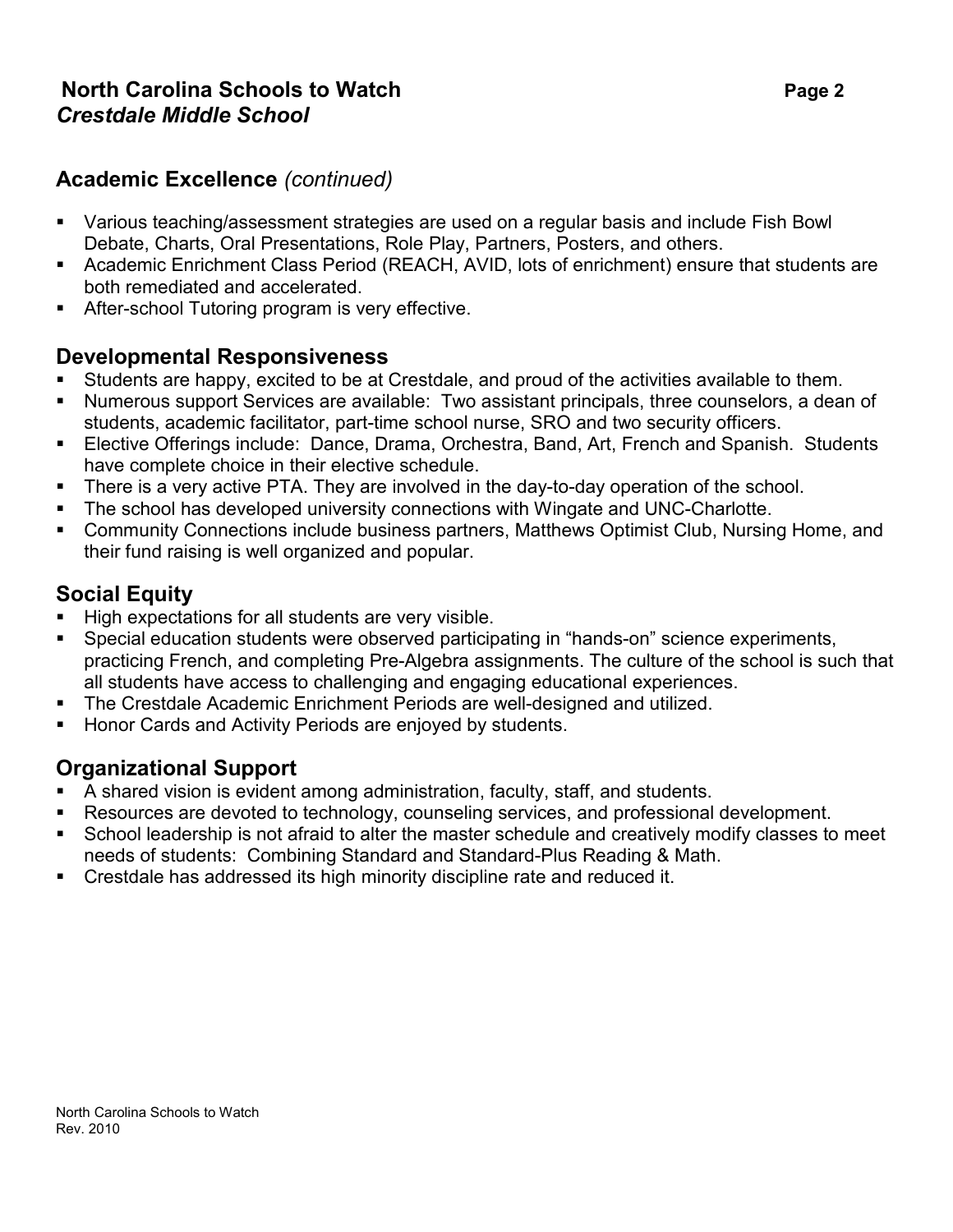## Academic Excellence *(continued)*

- Various teaching/assessment strategies are used on a regular basis and include Fish Bowl Debate, Charts, Oral Presentations, Role Play, Partners, Posters, and others.
- Academic Enrichment Class Period (REACH, AVID, lots of enrichment) ensure that students are both remediated and accelerated.
- After-school Tutoring program is very effective.

## Developmental Responsiveness

- Students are happy, excited to be at Crestdale, and proud of the activities available to them.
- Numerous support Services are available: Two assistant principals, three counselors, a dean of students, academic facilitator, part-time school nurse, SRO and two security officers.
- Elective Offerings include: Dance, Drama, Orchestra, Band, Art, French and Spanish. Students have complete choice in their elective schedule.
- There is a very active PTA. They are involved in the day-to-day operation of the school.
- The school has developed university connections with Wingate and UNC-Charlotte.
- Community Connections include business partners, Matthews Optimist Club, Nursing Home, and their fund raising is well organized and popular.

## Social Equity

- High expectations for all students are very visible.
- Special education students were observed participating in "hands-on" science experiments, practicing French, and completing Pre-Algebra assignments. The culture of the school is such that all students have access to challenging and engaging educational experiences.
- The Crestdale Academic Enrichment Periods are well-designed and utilized.
- Honor Cards and Activity Periods are enjoyed by students.

## Organizational Support

- A shared vision is evident among administration, faculty, staff, and students.
- Resources are devoted to technology, counseling services, and professional development.
- School leadership is not afraid to alter the master schedule and creatively modify classes to meet needs of students: Combining Standard and Standard-Plus Reading & Math.
- Crestdale has addressed its high minority discipline rate and reduced it.